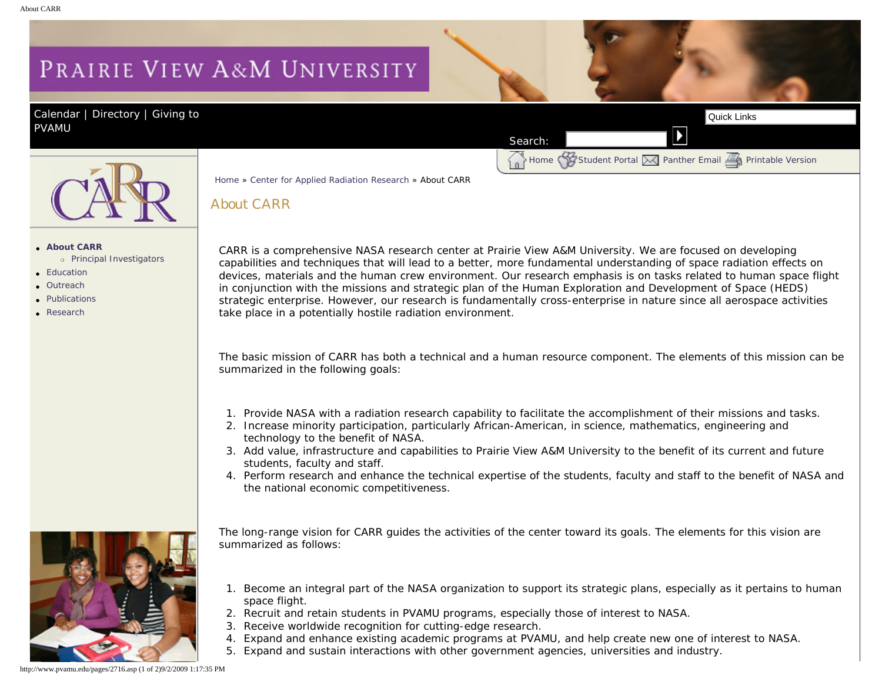PRAIRIE VIEW A&M UNIVERSITY

Calendar | Directory | Giving to PVAMU

Search:

Quick Links

Home Student Portal Panther Email Printable Version

- **About CARR**
  - Principal Investigators
- Education
- Outreach
- Publications
- Research

Home » Center for Applied Radiation Research » About CARR

# About CARR

CARR is a comprehensive NASA research center at Prairie View A&M University. We are focused on developing capabilities and techniques that will lead to a better, more fundamental understanding of space radiation effects on devices, materials and the human crew environment. Our research emphasis is on tasks related to human space flight in conjunction with the missions and strategic plan of the Human Exploration and Development of Space (HEDS) strategic enterprise. However, our research is fundamentally cross-enterprise in nature since all aerospace activities take place in a potentially hostile radiation environment.

The basic mission of CARR has both a technical and a human resource component. The elements of this mission can be summarized in the following goals:

1. Provide NASA with a radiation research capability to facilitate the accomplishment of their missions and tasks.
2. Increase minority participation, particularly African-American, in science, mathematics, engineering and technology to the benefit of NASA.
3. Add value, infrastructure and capabilities to Prairie View A&M University to the benefit of its current and future students, faculty and staff.
4. Perform research and enhance the technical expertise of the students, faculty and staff to the benefit of NASA and the national economic competitiveness.

The long-range vision for CARR guides the activities of the center toward its goals. The elements for this vision are summarized as follows:

1. Become an integral part of the NASA organization to support its strategic plans, especially as it pertains to human space flight.
2. Recruit and retain students in PVAMU programs, especially those of interest to NASA.
3. Receive worldwide recognition for cutting-edge research.
4. Expand and enhance existing academic programs at PVAMU, and help create new one of interest to NASA.
5. Expand and sustain interactions with other government agencies, universities and industry.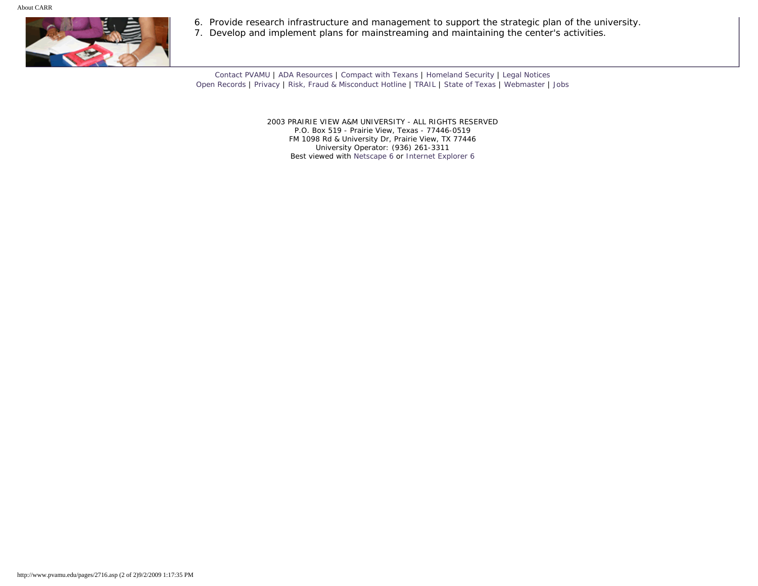6. Provide research infrastructure and management to support the strategic plan of the university.
7. Develop and implement plans for mainstreaming and maintaining the center's activities.

Contact PVAMU | ADA Resources | Compact with Texans | Homeland Security | Legal Notices
Open Records | Privacy | Risk, Fraud & Misconduct Hotline | TRAIL | State of Texas | Webmaster | Jobs

2003 PRAIRIE VIEW A&M UNIVERSITY - ALL RIGHTS RESERVED
P.O. Box 519 - Prairie View, Texas - 77446-0519
FM 1098 Rd & University Dr, Prairie View, TX 77446
University Operator: (936) 261-3311
Best viewed with Netscape 6 or Internet Explorer 6